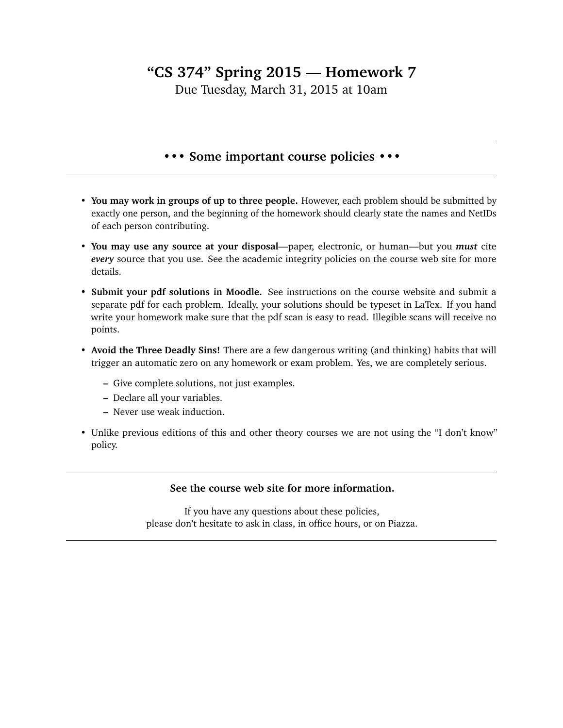# "CS 374" Spring 2015 — Homework 7

Due Tuesday, March 31, 2015 at 10am

---

## • • • Some important course policies • • •

---

- **You may work in groups of up to three people.** However, each problem should be submitted by exactly one person, and the beginning of the homework should clearly state the names and NetIDs of each person contributing.
- **You may use any source at your disposal**—paper, electronic, or human—but you ***must*** cite ***every*** source that you use. See the academic integrity policies on the course web site for more details.
- **Submit your pdf solutions in Moodle.** See instructions on the course website and submit a separate pdf for each problem. Ideally, your solutions should be typeset in LaTex. If you hand write your homework make sure that the pdf scan is easy to read. Illegible scans will receive no points.
- **Avoid the Three Deadly Sins!** There are a few dangerous writing (and thinking) habits that will trigger an automatic zero on any homework or exam problem. Yes, we are completely serious.
  - Give complete solutions, not just examples.
  - Declare all your variables.
  - Never use weak induction.
- Unlike previous editions of this and other theory courses we are not using the "I don't know" policy.

---

**See the course web site for more information.**

If you have any questions about these policies,
please don't hesitate to ask in class, in office hours, or on Piazza.

---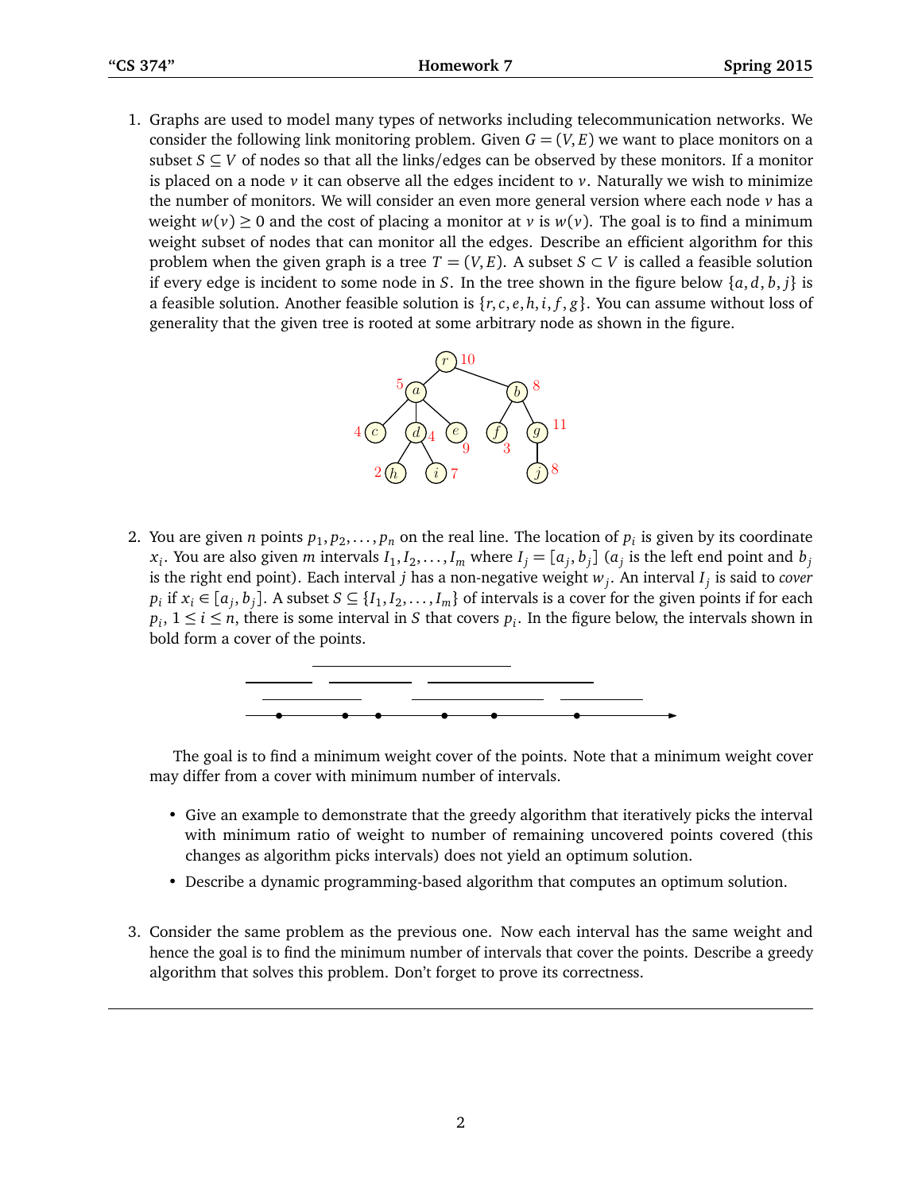1. Graphs are used to model many types of networks including telecommunication networks. We consider the following link monitoring problem. Given $G = (V, E)$ we want to place monitors on a subset $S \subseteq V$ of nodes so that all the links/edges can be observed by these monitors. If a monitor is placed on a node $v$ it can observe all the edges incident to $v$. Naturally we wish to minimize the number of monitors. We will consider an even more general version where each node $v$ has a weight $w(v) \geq 0$ and the cost of placing a monitor at $v$ is $w(v)$. The goal is to find a minimum weight subset of nodes that can monitor all the edges. Describe an efficient algorithm for this problem when the given graph is a tree $T = (V, E)$. A subset $S \subset V$ is called a feasible solution if every edge is incident to some node in $S$. In the tree shown in the figure below $\{a, d, b, j\}$ is a feasible solution. Another feasible solution is $\{r, c, e, h, i, f, g\}$. You can assume without loss of generality that the given tree is rooted at some arbitrary node as shown in the figure.

2. You are given $n$ points $p_1, p_2, \ldots, p_n$ on the real line. The location of $p_i$ is given by its coordinate $x_i$. You are also given $m$ intervals $I_1, I_2, \ldots, I_m$ where $I_j = [a_j, b_j]$ ($a_j$ is the left end point and $b_j$ is the right end point). Each interval $j$ has a non-negative weight $w_j$. An interval $I_j$ is said to *cover* $p_i$ if $x_i \in [a_j, b_j]$. A subset $S \subseteq \{I_1, I_2, \ldots, I_m\}$ of intervals is a cover for the given points if for each $p_i$, $1 \leq i \leq n$, there is some interval in $S$ that covers $p_i$. In the figure below, the intervals shown in bold form a cover of the points.

   The goal is to find a minimum weight cover of the points. Note that a minimum weight cover may differ from a cover with minimum number of intervals.

   - Give an example to demonstrate that the greedy algorithm that iteratively picks the interval with minimum ratio of weight to number of remaining uncovered points covered (this changes as algorithm picks intervals) does not yield an optimum solution.
   - Describe a dynamic programming-based algorithm that computes an optimum solution.

3. Consider the same problem as the previous one. Now each interval has the same weight and hence the goal is to find the minimum number of intervals that cover the points. Describe a greedy algorithm that solves this problem. Don't forget to prove its correctness.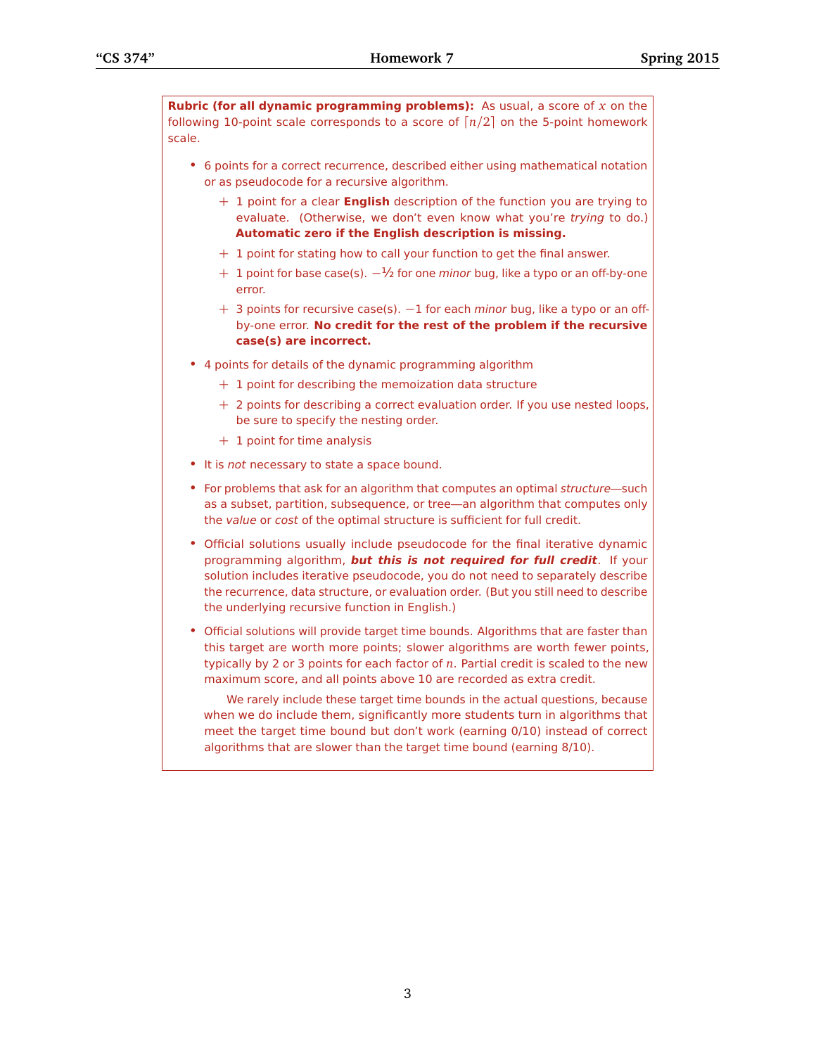**Rubric (for all dynamic programming problems):** As usual, a score of $x$ on the following 10-point scale corresponds to a score of $\lceil n/2 \rceil$ on the 5-point homework scale.

- 6 points for a correct recurrence, described either using mathematical notation or as pseudocode for a recursive algorithm.
  - \+ 1 point for a clear **English** description of the function you are trying to evaluate. (Otherwise, we don't even know what you're *trying* to do.) **Automatic zero if the English description is missing.**
  - \+ 1 point for stating how to call your function to get the final answer.
  - \+ 1 point for base case(s). $-1/2$ for one *minor* bug, like a typo or an off-by-one error.
  - \+ 3 points for recursive case(s). $-1$ for each *minor* bug, like a typo or an off-by-one error. **No credit for the rest of the problem if the recursive case(s) are incorrect.**
- 4 points for details of the dynamic programming algorithm
  - \+ 1 point for describing the memoization data structure
  - \+ 2 points for describing a correct evaluation order. If you use nested loops, be sure to specify the nesting order.
  - \+ 1 point for time analysis
- It is *not* necessary to state a space bound.
- For problems that ask for an algorithm that computes an optimal *structure*—such as a subset, partition, subsequence, or tree—an algorithm that computes only the *value* or *cost* of the optimal structure is sufficient for full credit.
- Official solutions usually include pseudocode for the final iterative dynamic programming algorithm, ***but this is not required for full credit***. If your solution includes iterative pseudocode, you do not need to separately describe the recurrence, data structure, or evaluation order. (But you still need to describe the underlying recursive function in English.)
- Official solutions will provide target time bounds. Algorithms that are faster than this target are worth more points; slower algorithms are worth fewer points, typically by 2 or 3 points for each factor of $n$. Partial credit is scaled to the new maximum score, and all points above 10 are recorded as extra credit.

  We rarely include these target time bounds in the actual questions, because when we do include them, significantly more students turn in algorithms that meet the target time bound but don't work (earning 0/10) instead of correct algorithms that are slower than the target time bound (earning 8/10).